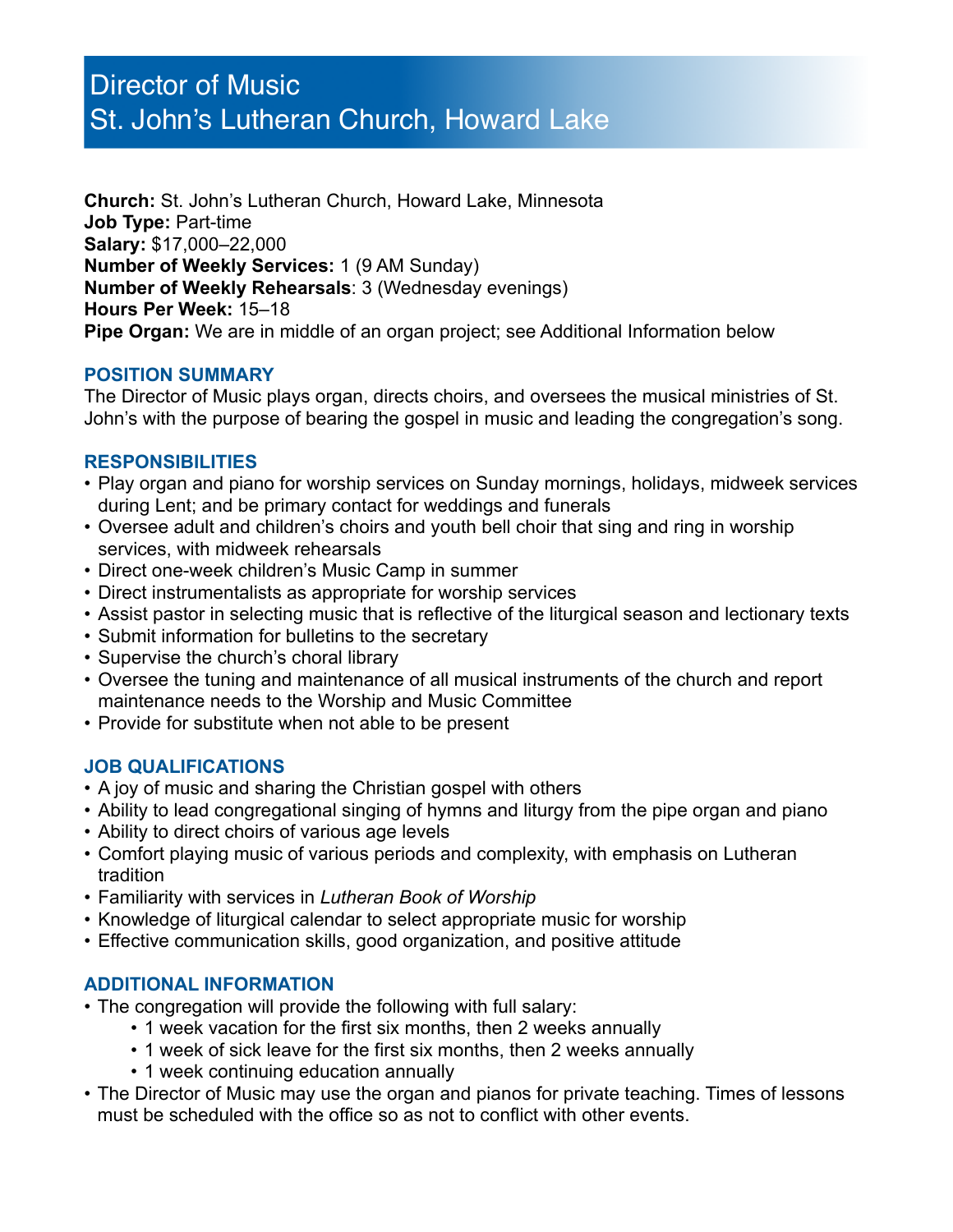# Director of Music
# St. John's Lutheran Church, Howard Lake

**Church:** St. John's Lutheran Church, Howard Lake, Minnesota
**Job Type:** Part-time
**Salary:** $17,000–22,000
**Number of Weekly Services:** 1 (9 AM Sunday)
**Number of Weekly Rehearsals**: 3 (Wednesday evenings)
**Hours Per Week:** 15–18
**Pipe Organ:** We are in middle of an organ project; see Additional Information below

## POSITION SUMMARY

The Director of Music plays organ, directs choirs, and oversees the musical ministries of St. John's with the purpose of bearing the gospel in music and leading the congregation's song.

## RESPONSIBILITIES

- Play organ and piano for worship services on Sunday mornings, holidays, midweek services during Lent; and be primary contact for weddings and funerals
- Oversee adult and children's choirs and youth bell choir that sing and ring in worship services, with midweek rehearsals
- Direct one-week children's Music Camp in summer
- Direct instrumentalists as appropriate for worship services
- Assist pastor in selecting music that is reflective of the liturgical season and lectionary texts
- Submit information for bulletins to the secretary
- Supervise the church's choral library
- Oversee the tuning and maintenance of all musical instruments of the church and report maintenance needs to the Worship and Music Committee
- Provide for substitute when not able to be present

## JOB QUALIFICATIONS

- A joy of music and sharing the Christian gospel with others
- Ability to lead congregational singing of hymns and liturgy from the pipe organ and piano
- Ability to direct choirs of various age levels
- Comfort playing music of various periods and complexity, with emphasis on Lutheran tradition
- Familiarity with services in *Lutheran Book of Worship*
- Knowledge of liturgical calendar to select appropriate music for worship
- Effective communication skills, good organization, and positive attitude

## ADDITIONAL INFORMATION

- The congregation will provide the following with full salary:
  - 1 week vacation for the first six months, then 2 weeks annually
  - 1 week of sick leave for the first six months, then 2 weeks annually
  - 1 week continuing education annually
- The Director of Music may use the organ and pianos for private teaching. Times of lessons must be scheduled with the office so as not to conflict with other events.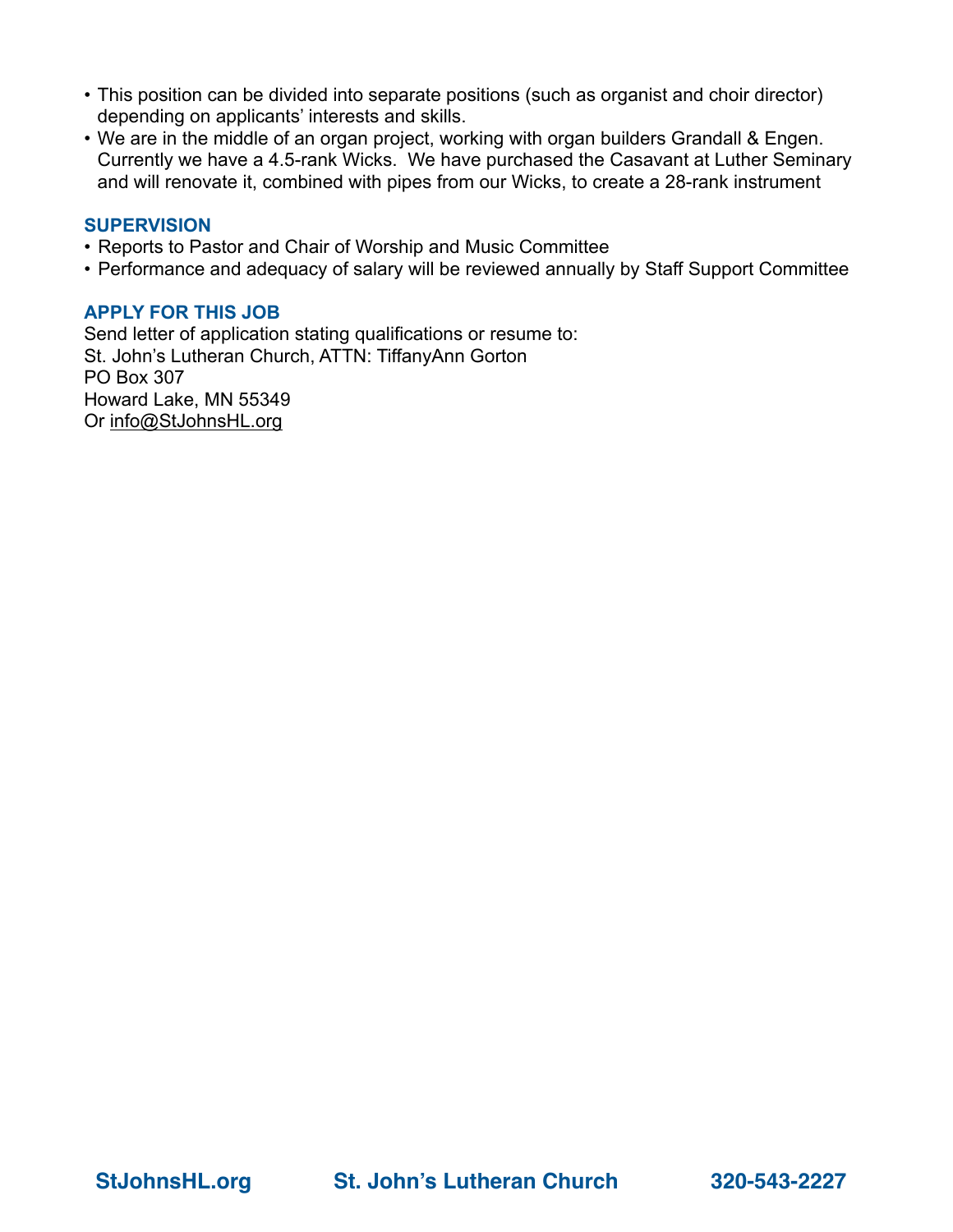- This position can be divided into separate positions (such as organist and choir director) depending on applicants' interests and skills.
- We are in the middle of an organ project, working with organ builders Grandall & Engen. Currently we have a 4.5-rank Wicks. We have purchased the Casavant at Luther Seminary and will renovate it, combined with pipes from our Wicks, to create a 28-rank instrument

### SUPERVISION

- Reports to Pastor and Chair of Worship and Music Committee
- Performance and adequacy of salary will be reviewed annually by Staff Support Committee

### APPLY FOR THIS JOB

Send letter of application stating qualifications or resume to:
St. John's Lutheran Church, ATTN: TiffanyAnn Gorton
PO Box 307
Howard Lake, MN 55349
Or info@StJohnsHL.org